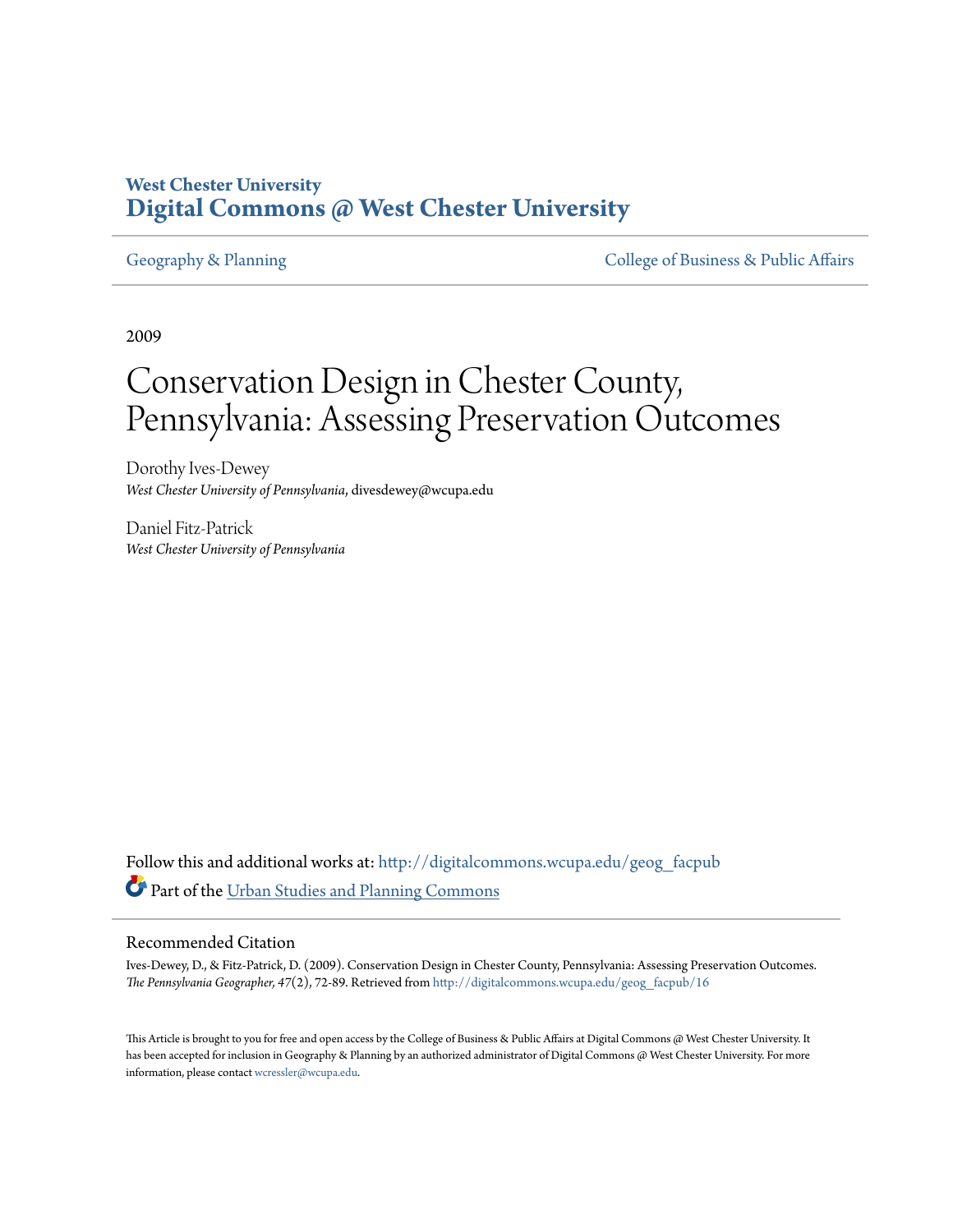**West Chester University**
**Digital Commons @ West Chester University**

Geography & Planning

College of Business & Public Affairs

2009

# Conservation Design in Chester County, Pennsylvania: Assessing Preservation Outcomes

Dorothy Ives-Dewey
*West Chester University of Pennsylvania*, divesdewey@wcupa.edu

Daniel Fitz-Patrick
*West Chester University of Pennsylvania*

Follow this and additional works at: http://digitalcommons.wcupa.edu/geog_facpub

Part of the Urban Studies and Planning Commons

## Recommended Citation

Ives-Dewey, D., & Fitz-Patrick, D. (2009). Conservation Design in Chester County, Pennsylvania: Assessing Preservation Outcomes. *The Pennsylvania Geographer, 47*(2), 72-89. Retrieved from http://digitalcommons.wcupa.edu/geog_facpub/16

This Article is brought to you for free and open access by the College of Business & Public Affairs at Digital Commons @ West Chester University. It has been accepted for inclusion in Geography & Planning by an authorized administrator of Digital Commons @ West Chester University. For more information, please contact wcressler@wcupa.edu.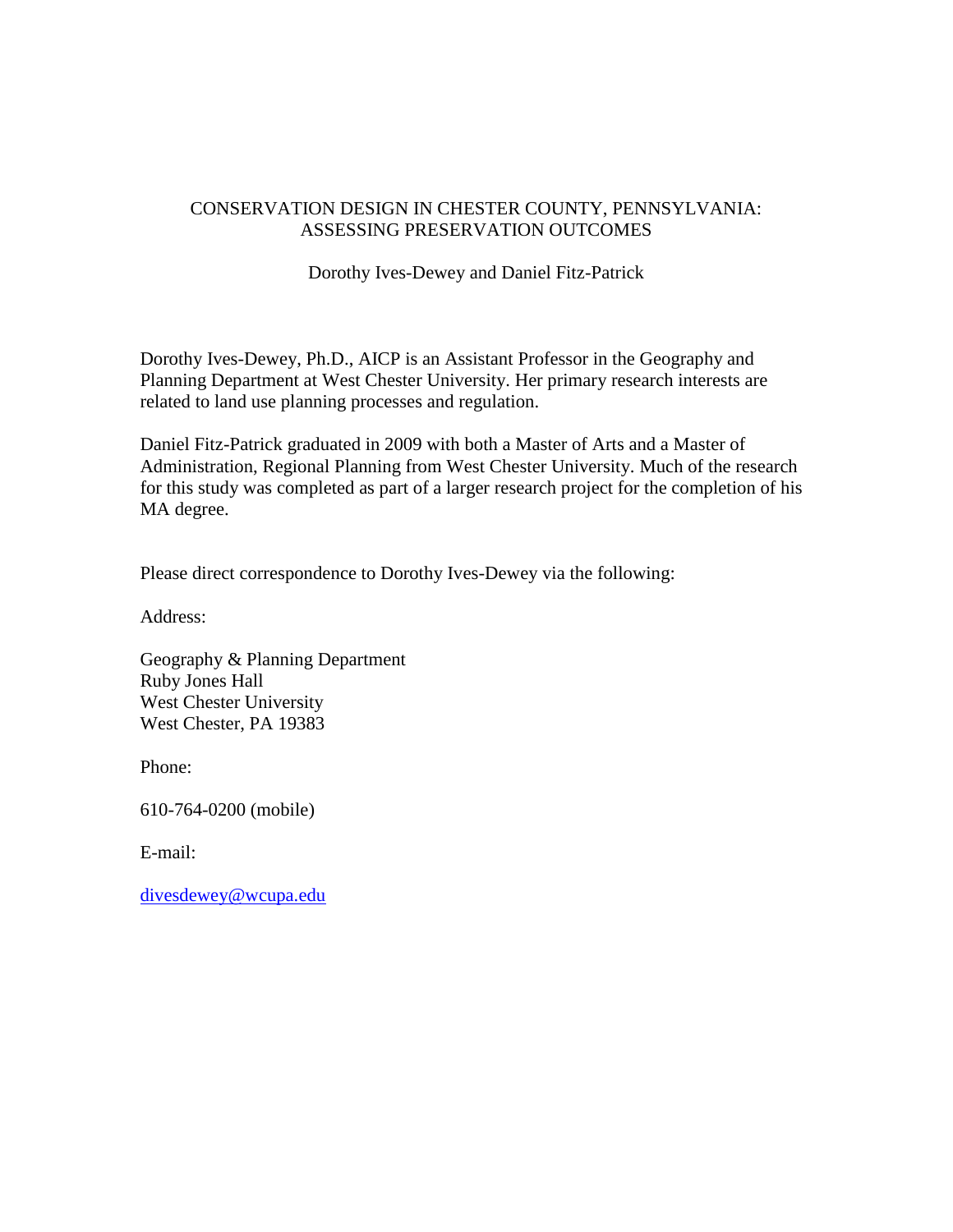# CONSERVATION DESIGN IN CHESTER COUNTY, PENNSYLVANIA: ASSESSING PRESERVATION OUTCOMES

Dorothy Ives-Dewey and Daniel Fitz-Patrick

Dorothy Ives-Dewey, Ph.D., AICP is an Assistant Professor in the Geography and Planning Department at West Chester University. Her primary research interests are related to land use planning processes and regulation.

Daniel Fitz-Patrick graduated in 2009 with both a Master of Arts and a Master of Administration, Regional Planning from West Chester University. Much of the research for this study was completed as part of a larger research project for the completion of his MA degree.

Please direct correspondence to Dorothy Ives-Dewey via the following:

Address:

Geography & Planning Department
Ruby Jones Hall
West Chester University
West Chester, PA 19383

Phone:

610-764-0200 (mobile)

E-mail:

divesdewey@wcupa.edu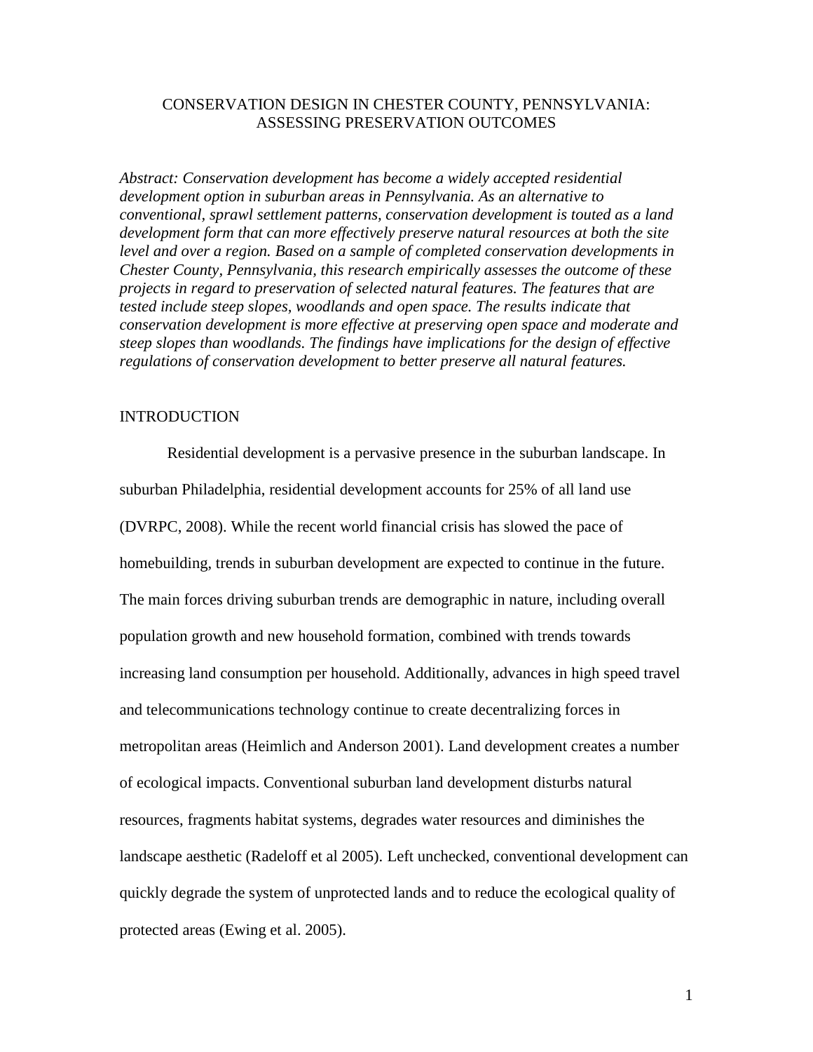# CONSERVATION DESIGN IN CHESTER COUNTY, PENNSYLVANIA: ASSESSING PRESERVATION OUTCOMES

*Abstract: Conservation development has become a widely accepted residential development option in suburban areas in Pennsylvania. As an alternative to conventional, sprawl settlement patterns, conservation development is touted as a land development form that can more effectively preserve natural resources at both the site level and over a region. Based on a sample of completed conservation developments in Chester County, Pennsylvania, this research empirically assesses the outcome of these projects in regard to preservation of selected natural features. The features that are tested include steep slopes, woodlands and open space. The results indicate that conservation development is more effective at preserving open space and moderate and steep slopes than woodlands. The findings have implications for the design of effective regulations of conservation development to better preserve all natural features.*

## INTRODUCTION

Residential development is a pervasive presence in the suburban landscape. In suburban Philadelphia, residential development accounts for 25% of all land use (DVRPC, 2008). While the recent world financial crisis has slowed the pace of homebuilding, trends in suburban development are expected to continue in the future. The main forces driving suburban trends are demographic in nature, including overall population growth and new household formation, combined with trends towards increasing land consumption per household. Additionally, advances in high speed travel and telecommunications technology continue to create decentralizing forces in metropolitan areas (Heimlich and Anderson 2001). Land development creates a number of ecological impacts. Conventional suburban land development disturbs natural resources, fragments habitat systems, degrades water resources and diminishes the landscape aesthetic (Radeloff et al 2005). Left unchecked, conventional development can quickly degrade the system of unprotected lands and to reduce the ecological quality of protected areas (Ewing et al. 2005).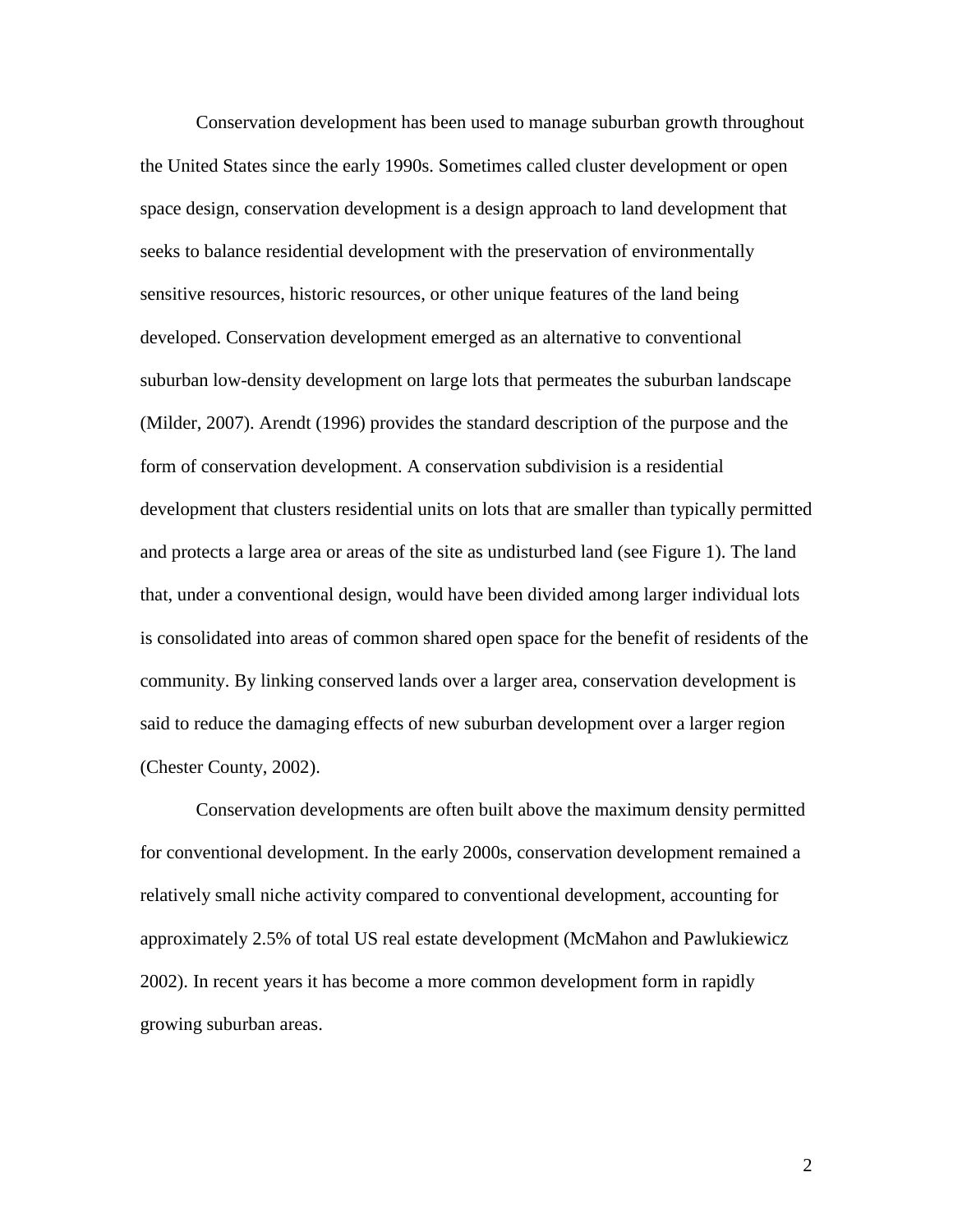Conservation development has been used to manage suburban growth throughout the United States since the early 1990s. Sometimes called cluster development or open space design, conservation development is a design approach to land development that seeks to balance residential development with the preservation of environmentally sensitive resources, historic resources, or other unique features of the land being developed. Conservation development emerged as an alternative to conventional suburban low-density development on large lots that permeates the suburban landscape (Milder, 2007). Arendt (1996) provides the standard description of the purpose and the form of conservation development. A conservation subdivision is a residential development that clusters residential units on lots that are smaller than typically permitted and protects a large area or areas of the site as undisturbed land (see Figure 1). The land that, under a conventional design, would have been divided among larger individual lots is consolidated into areas of common shared open space for the benefit of residents of the community. By linking conserved lands over a larger area, conservation development is said to reduce the damaging effects of new suburban development over a larger region (Chester County, 2002).

Conservation developments are often built above the maximum density permitted for conventional development. In the early 2000s, conservation development remained a relatively small niche activity compared to conventional development, accounting for approximately 2.5% of total US real estate development (McMahon and Pawlukiewicz 2002). In recent years it has become a more common development form in rapidly growing suburban areas.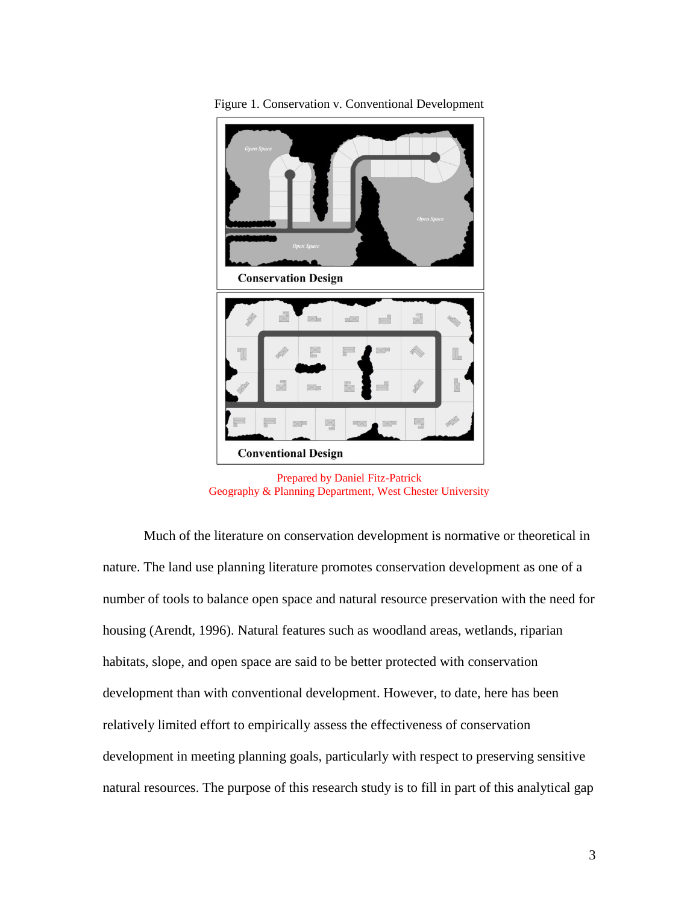Figure 1. Conservation v. Conventional Development

Conservation Design

Conventional Design

Prepared by Daniel Fitz-Patrick
Geography & Planning Department, West Chester University

Much of the literature on conservation development is normative or theoretical in nature. The land use planning literature promotes conservation development as one of a number of tools to balance open space and natural resource preservation with the need for housing (Arendt, 1996). Natural features such as woodland areas, wetlands, riparian habitats, slope, and open space are said to be better protected with conservation development than with conventional development. However, to date, here has been relatively limited effort to empirically assess the effectiveness of conservation development in meeting planning goals, particularly with respect to preserving sensitive natural resources. The purpose of this research study is to fill in part of this analytical gap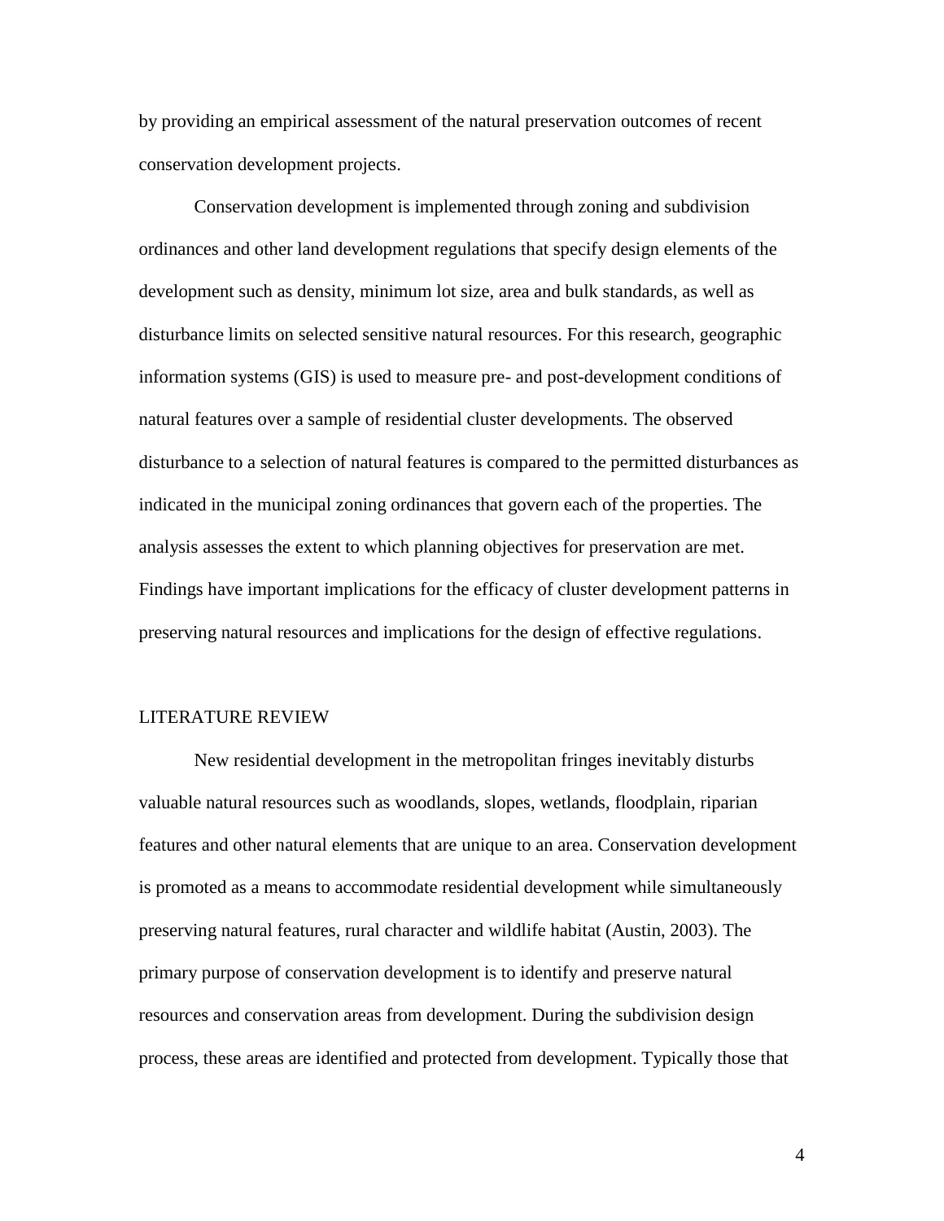by providing an empirical assessment of the natural preservation outcomes of recent conservation development projects.

Conservation development is implemented through zoning and subdivision ordinances and other land development regulations that specify design elements of the development such as density, minimum lot size, area and bulk standards, as well as disturbance limits on selected sensitive natural resources. For this research, geographic information systems (GIS) is used to measure pre- and post-development conditions of natural features over a sample of residential cluster developments. The observed disturbance to a selection of natural features is compared to the permitted disturbances as indicated in the municipal zoning ordinances that govern each of the properties. The analysis assesses the extent to which planning objectives for preservation are met. Findings have important implications for the efficacy of cluster development patterns in preserving natural resources and implications for the design of effective regulations.

## LITERATURE REVIEW

New residential development in the metropolitan fringes inevitably disturbs valuable natural resources such as woodlands, slopes, wetlands, floodplain, riparian features and other natural elements that are unique to an area. Conservation development is promoted as a means to accommodate residential development while simultaneously preserving natural features, rural character and wildlife habitat (Austin, 2003). The primary purpose of conservation development is to identify and preserve natural resources and conservation areas from development. During the subdivision design process, these areas are identified and protected from development. Typically those that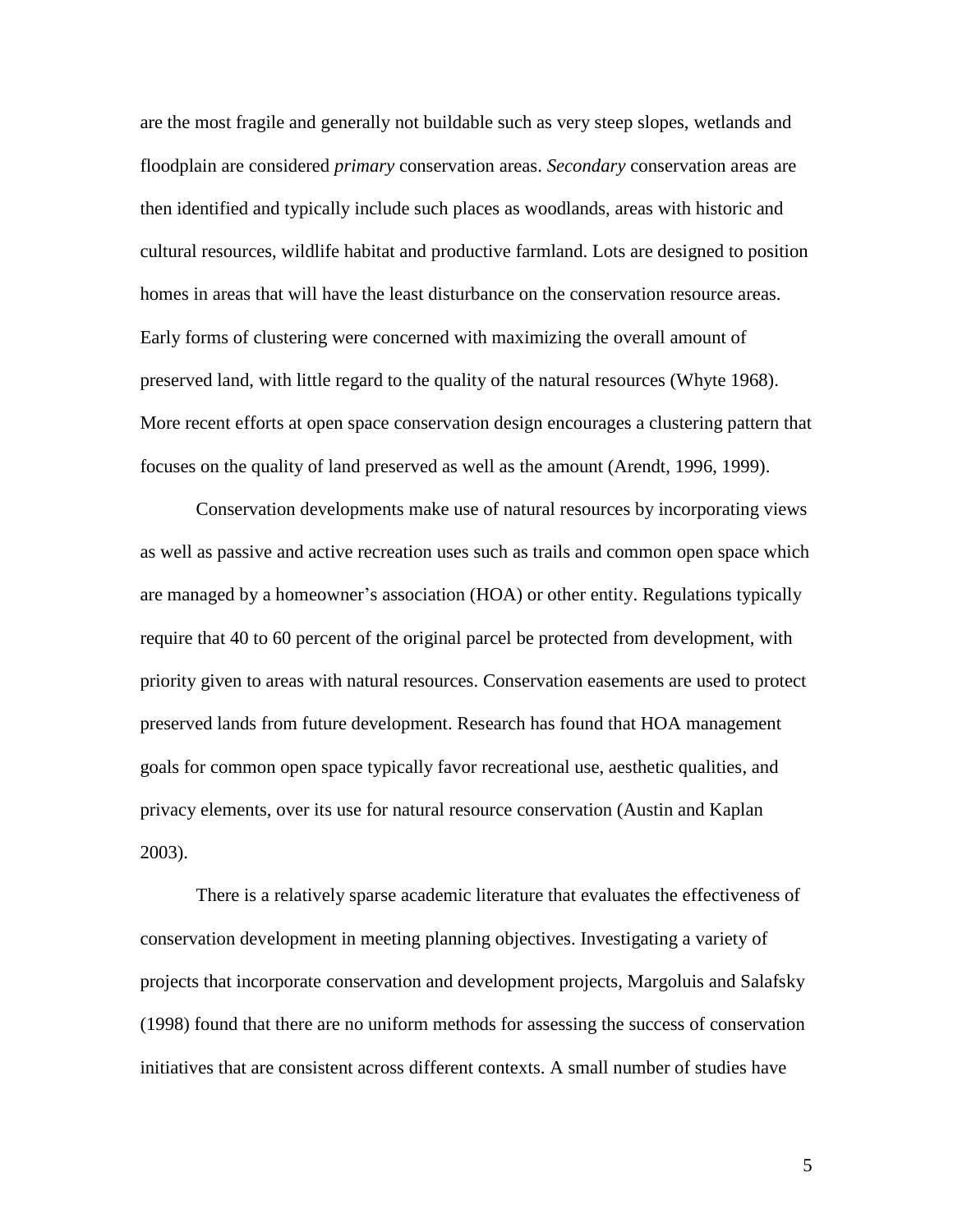are the most fragile and generally not buildable such as very steep slopes, wetlands and floodplain are considered *primary* conservation areas. *Secondary* conservation areas are then identified and typically include such places as woodlands, areas with historic and cultural resources, wildlife habitat and productive farmland. Lots are designed to position homes in areas that will have the least disturbance on the conservation resource areas. Early forms of clustering were concerned with maximizing the overall amount of preserved land, with little regard to the quality of the natural resources (Whyte 1968). More recent efforts at open space conservation design encourages a clustering pattern that focuses on the quality of land preserved as well as the amount (Arendt, 1996, 1999).

Conservation developments make use of natural resources by incorporating views as well as passive and active recreation uses such as trails and common open space which are managed by a homeowner's association (HOA) or other entity. Regulations typically require that 40 to 60 percent of the original parcel be protected from development, with priority given to areas with natural resources. Conservation easements are used to protect preserved lands from future development. Research has found that HOA management goals for common open space typically favor recreational use, aesthetic qualities, and privacy elements, over its use for natural resource conservation (Austin and Kaplan 2003).

There is a relatively sparse academic literature that evaluates the effectiveness of conservation development in meeting planning objectives. Investigating a variety of projects that incorporate conservation and development projects, Margoluis and Salafsky (1998) found that there are no uniform methods for assessing the success of conservation initiatives that are consistent across different contexts. A small number of studies have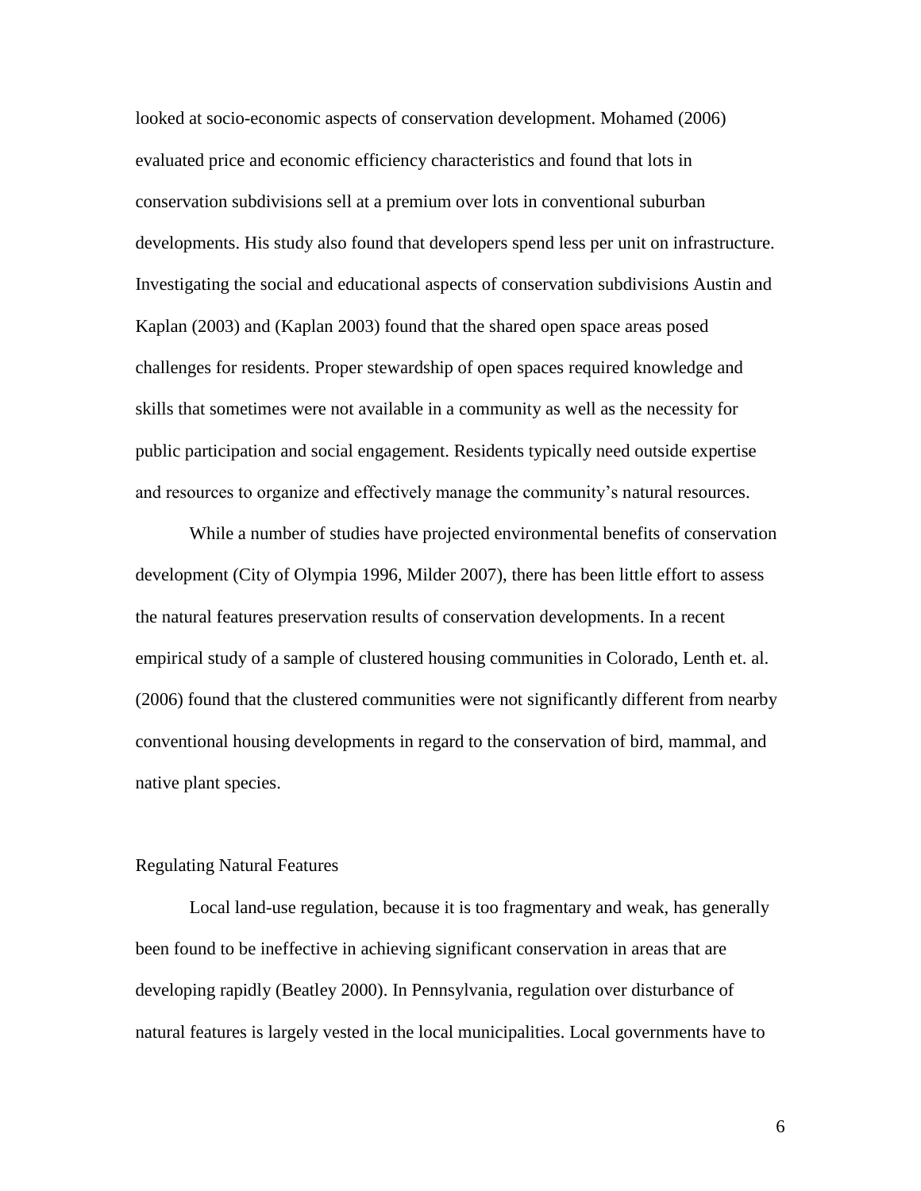looked at socio-economic aspects of conservation development. Mohamed (2006) evaluated price and economic efficiency characteristics and found that lots in conservation subdivisions sell at a premium over lots in conventional suburban developments. His study also found that developers spend less per unit on infrastructure. Investigating the social and educational aspects of conservation subdivisions Austin and Kaplan (2003) and (Kaplan 2003) found that the shared open space areas posed challenges for residents. Proper stewardship of open spaces required knowledge and skills that sometimes were not available in a community as well as the necessity for public participation and social engagement. Residents typically need outside expertise and resources to organize and effectively manage the community's natural resources.

While a number of studies have projected environmental benefits of conservation development (City of Olympia 1996, Milder 2007), there has been little effort to assess the natural features preservation results of conservation developments. In a recent empirical study of a sample of clustered housing communities in Colorado, Lenth et. al. (2006) found that the clustered communities were not significantly different from nearby conventional housing developments in regard to the conservation of bird, mammal, and native plant species.

## Regulating Natural Features

Local land-use regulation, because it is too fragmentary and weak, has generally been found to be ineffective in achieving significant conservation in areas that are developing rapidly (Beatley 2000). In Pennsylvania, regulation over disturbance of natural features is largely vested in the local municipalities. Local governments have to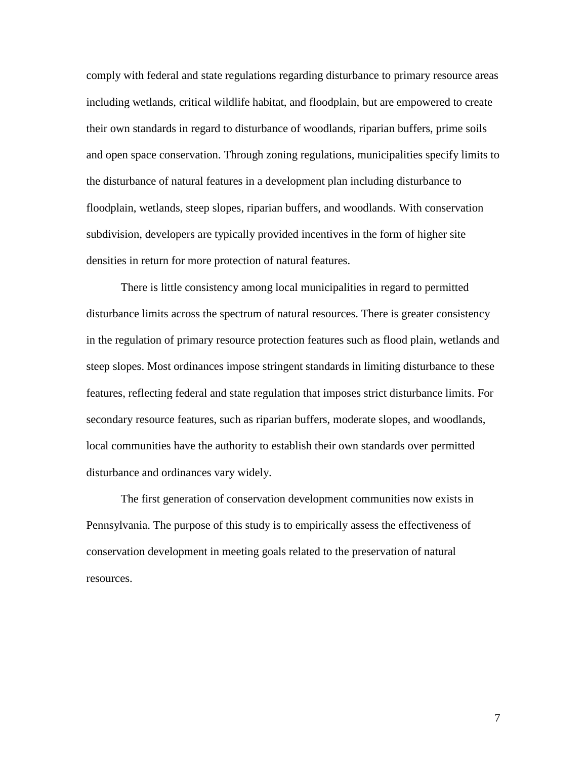comply with federal and state regulations regarding disturbance to primary resource areas including wetlands, critical wildlife habitat, and floodplain, but are empowered to create their own standards in regard to disturbance of woodlands, riparian buffers, prime soils and open space conservation. Through zoning regulations, municipalities specify limits to the disturbance of natural features in a development plan including disturbance to floodplain, wetlands, steep slopes, riparian buffers, and woodlands. With conservation subdivision, developers are typically provided incentives in the form of higher site densities in return for more protection of natural features.

There is little consistency among local municipalities in regard to permitted disturbance limits across the spectrum of natural resources. There is greater consistency in the regulation of primary resource protection features such as flood plain, wetlands and steep slopes. Most ordinances impose stringent standards in limiting disturbance to these features, reflecting federal and state regulation that imposes strict disturbance limits. For secondary resource features, such as riparian buffers, moderate slopes, and woodlands, local communities have the authority to establish their own standards over permitted disturbance and ordinances vary widely.

The first generation of conservation development communities now exists in Pennsylvania. The purpose of this study is to empirically assess the effectiveness of conservation development in meeting goals related to the preservation of natural resources.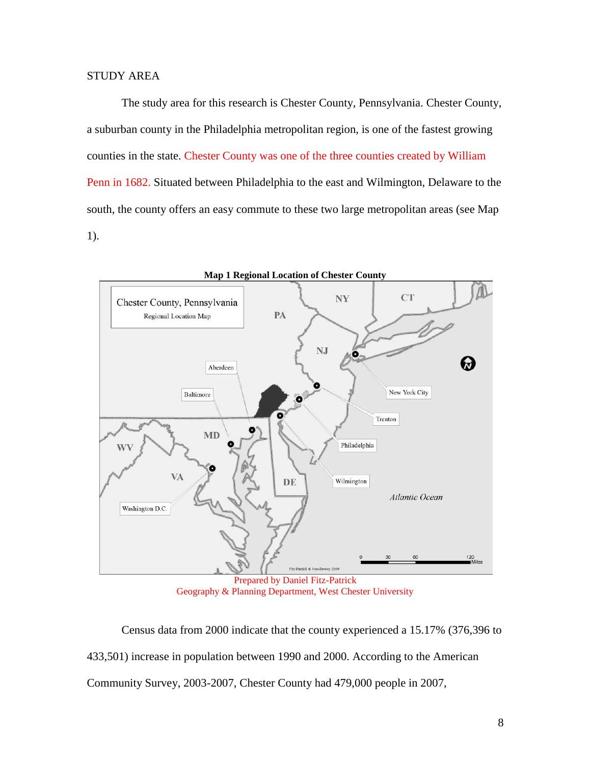STUDY AREA

The study area for this research is Chester County, Pennsylvania. Chester County, a suburban county in the Philadelphia metropolitan region, is one of the fastest growing counties in the state. Chester County was one of the three counties created by William Penn in 1682. Situated between Philadelphia to the east and Wilmington, Delaware to the south, the county offers an easy commute to these two large metropolitan areas (see Map 1).

**Map 1 Regional Location of Chester County**

Prepared by Daniel Fitz-Patrick
Geography & Planning Department, West Chester University

Census data from 2000 indicate that the county experienced a 15.17% (376,396 to 433,501) increase in population between 1990 and 2000. According to the American Community Survey, 2003-2007, Chester County had 479,000 people in 2007,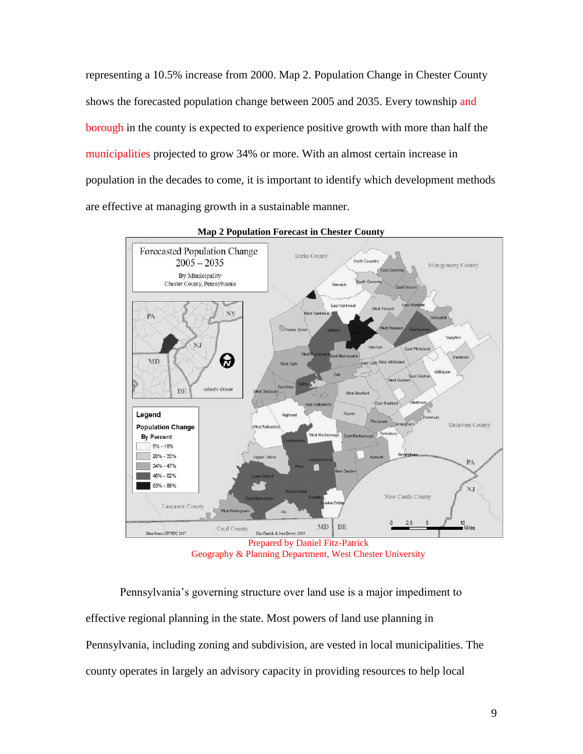representing a 10.5% increase from 2000. Map 2. Population Change in Chester County shows the forecasted population change between 2005 and 2035. Every township and borough in the county is expected to experience positive growth with more than half the municipalities projected to grow 34% or more. With an almost certain increase in population in the decades to come, it is important to identify which development methods are effective at managing growth in a sustainable manner.

**Map 2 Population Forecast in Chester County**

Prepared by Daniel Fitz-Patrick
Geography & Planning Department, West Chester University

Pennsylvania's governing structure over land use is a major impediment to effective regional planning in the state. Most powers of land use planning in Pennsylvania, including zoning and subdivision, are vested in local municipalities. The county operates in largely an advisory capacity in providing resources to help local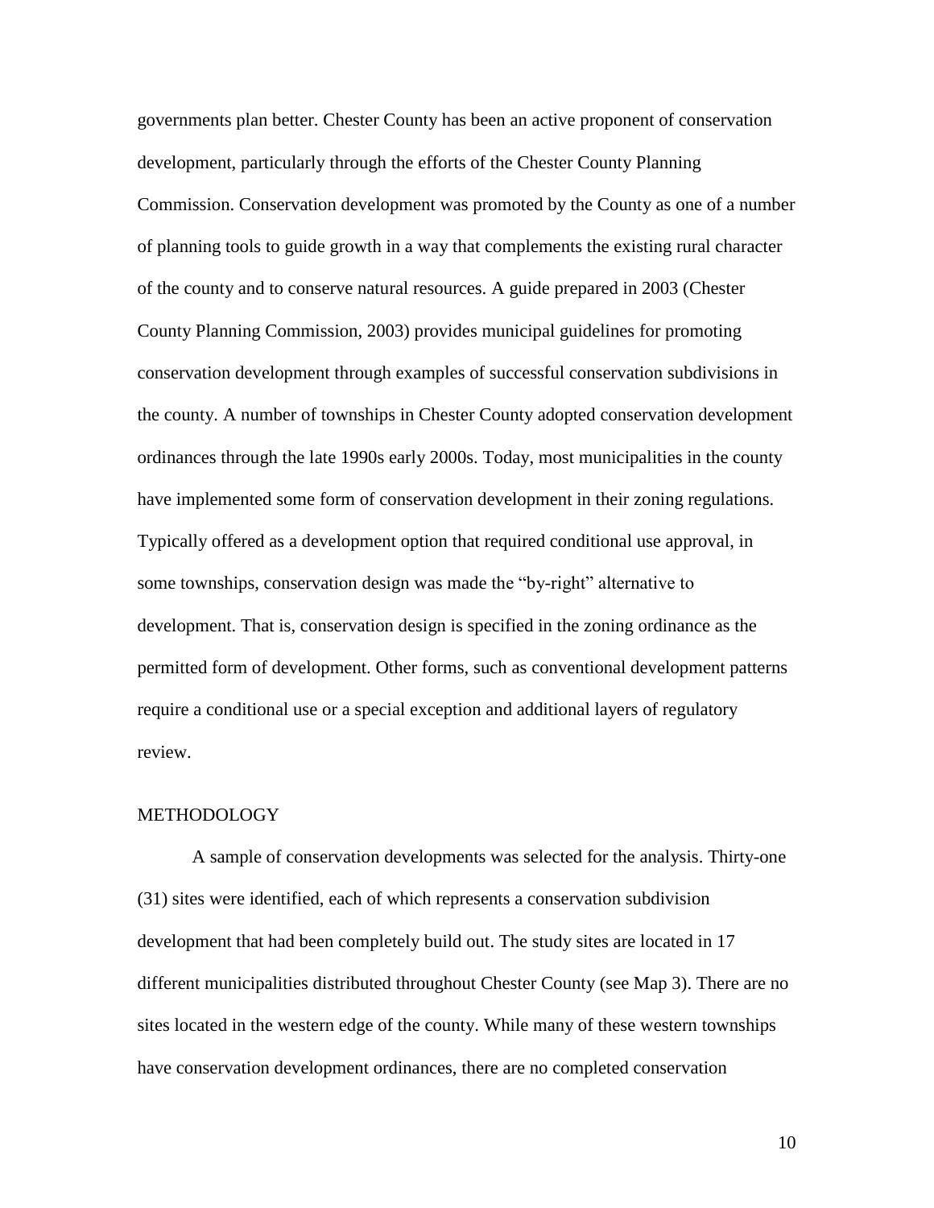governments plan better. Chester County has been an active proponent of conservation development, particularly through the efforts of the Chester County Planning Commission. Conservation development was promoted by the County as one of a number of planning tools to guide growth in a way that complements the existing rural character of the county and to conserve natural resources. A guide prepared in 2003 (Chester County Planning Commission, 2003) provides municipal guidelines for promoting conservation development through examples of successful conservation subdivisions in the county. A number of townships in Chester County adopted conservation development ordinances through the late 1990s early 2000s. Today, most municipalities in the county have implemented some form of conservation development in their zoning regulations. Typically offered as a development option that required conditional use approval, in some townships, conservation design was made the "by-right" alternative to development. That is, conservation design is specified in the zoning ordinance as the permitted form of development. Other forms, such as conventional development patterns require a conditional use or a special exception and additional layers of regulatory review.

## METHODOLOGY

A sample of conservation developments was selected for the analysis. Thirty-one (31) sites were identified, each of which represents a conservation subdivision development that had been completely build out. The study sites are located in 17 different municipalities distributed throughout Chester County (see Map 3). There are no sites located in the western edge of the county. While many of these western townships have conservation development ordinances, there are no completed conservation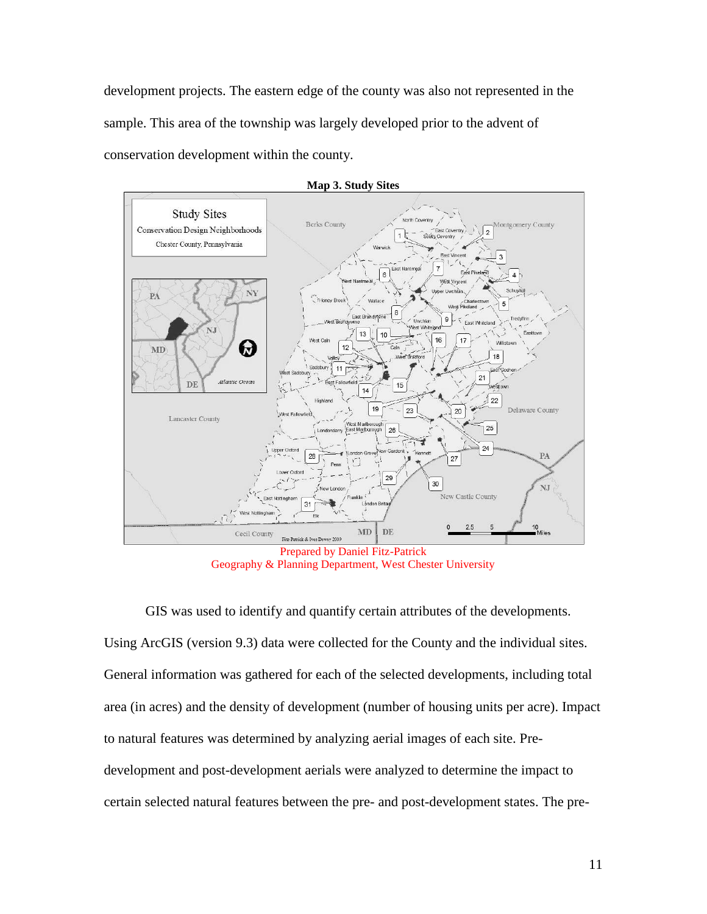development projects. The eastern edge of the county was also not represented in the sample. This area of the township was largely developed prior to the advent of conservation development within the county.

**Map 3. Study Sites**

Prepared by Daniel Fitz-Patrick
Geography & Planning Department, West Chester University

GIS was used to identify and quantify certain attributes of the developments. Using ArcGIS (version 9.3) data were collected for the County and the individual sites. General information was gathered for each of the selected developments, including total area (in acres) and the density of development (number of housing units per acre). Impact to natural features was determined by analyzing aerial images of each site. Pre-development and post-development aerials were analyzed to determine the impact to certain selected natural features between the pre- and post-development states. The pre-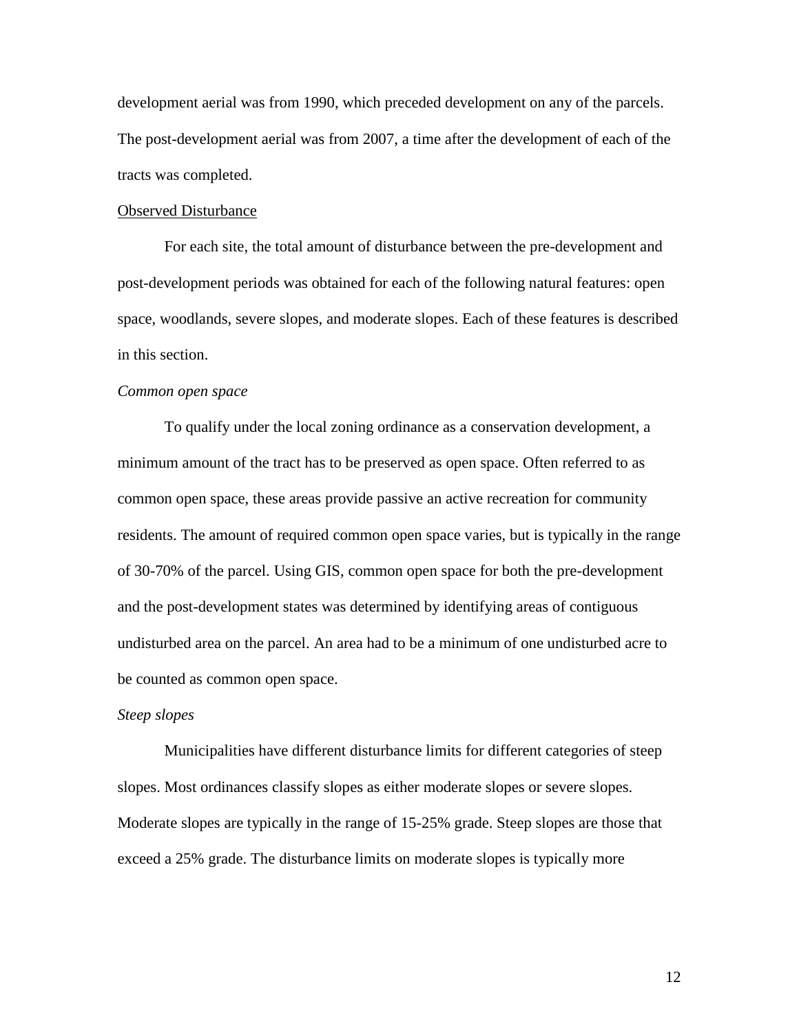development aerial was from 1990, which preceded development on any of the parcels. The post-development aerial was from 2007, a time after the development of each of the tracts was completed.

<u>Observed Disturbance</u>

For each site, the total amount of disturbance between the pre-development and post-development periods was obtained for each of the following natural features: open space, woodlands, severe slopes, and moderate slopes. Each of these features is described in this section.

*Common open space*

To qualify under the local zoning ordinance as a conservation development, a minimum amount of the tract has to be preserved as open space. Often referred to as common open space, these areas provide passive an active recreation for community residents. The amount of required common open space varies, but is typically in the range of 30-70% of the parcel. Using GIS, common open space for both the pre-development and the post-development states was determined by identifying areas of contiguous undisturbed area on the parcel. An area had to be a minimum of one undisturbed acre to be counted as common open space.

*Steep slopes*

Municipalities have different disturbance limits for different categories of steep slopes. Most ordinances classify slopes as either moderate slopes or severe slopes. Moderate slopes are typically in the range of 15-25% grade. Steep slopes are those that exceed a 25% grade. The disturbance limits on moderate slopes is typically more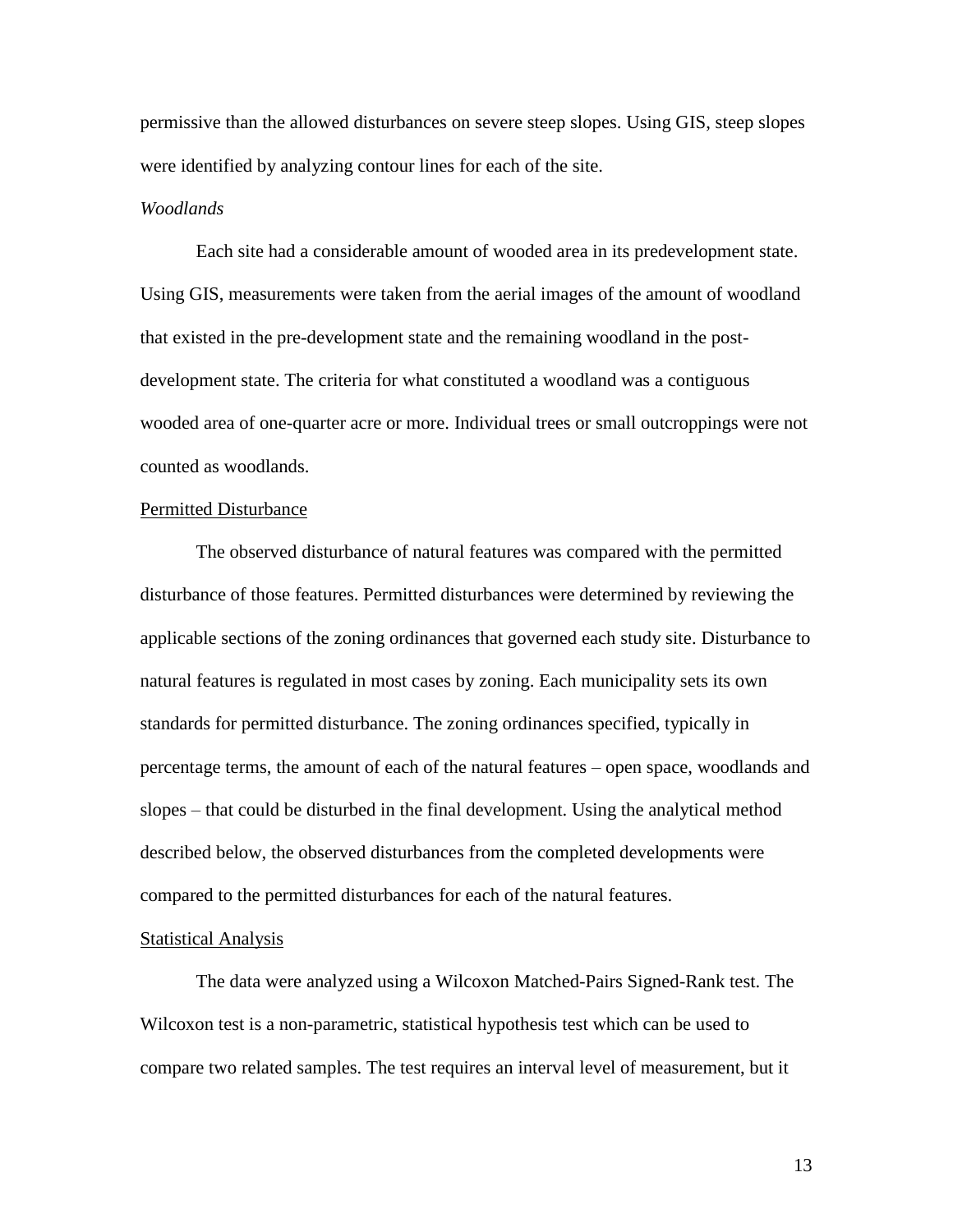permissive than the allowed disturbances on severe steep slopes. Using GIS, steep slopes were identified by analyzing contour lines for each of the site.

*Woodlands*

Each site had a considerable amount of wooded area in its predevelopment state. Using GIS, measurements were taken from the aerial images of the amount of woodland that existed in the pre-development state and the remaining woodland in the post-development state. The criteria for what constituted a woodland was a contiguous wooded area of one-quarter acre or more. Individual trees or small outcroppings were not counted as woodlands.

<u>Permitted Disturbance</u>

The observed disturbance of natural features was compared with the permitted disturbance of those features. Permitted disturbances were determined by reviewing the applicable sections of the zoning ordinances that governed each study site. Disturbance to natural features is regulated in most cases by zoning. Each municipality sets its own standards for permitted disturbance. The zoning ordinances specified, typically in percentage terms, the amount of each of the natural features – open space, woodlands and slopes – that could be disturbed in the final development. Using the analytical method described below, the observed disturbances from the completed developments were compared to the permitted disturbances for each of the natural features.

<u>Statistical Analysis</u>

The data were analyzed using a Wilcoxon Matched-Pairs Signed-Rank test. The Wilcoxon test is a non-parametric, statistical hypothesis test which can be used to compare two related samples. The test requires an interval level of measurement, but it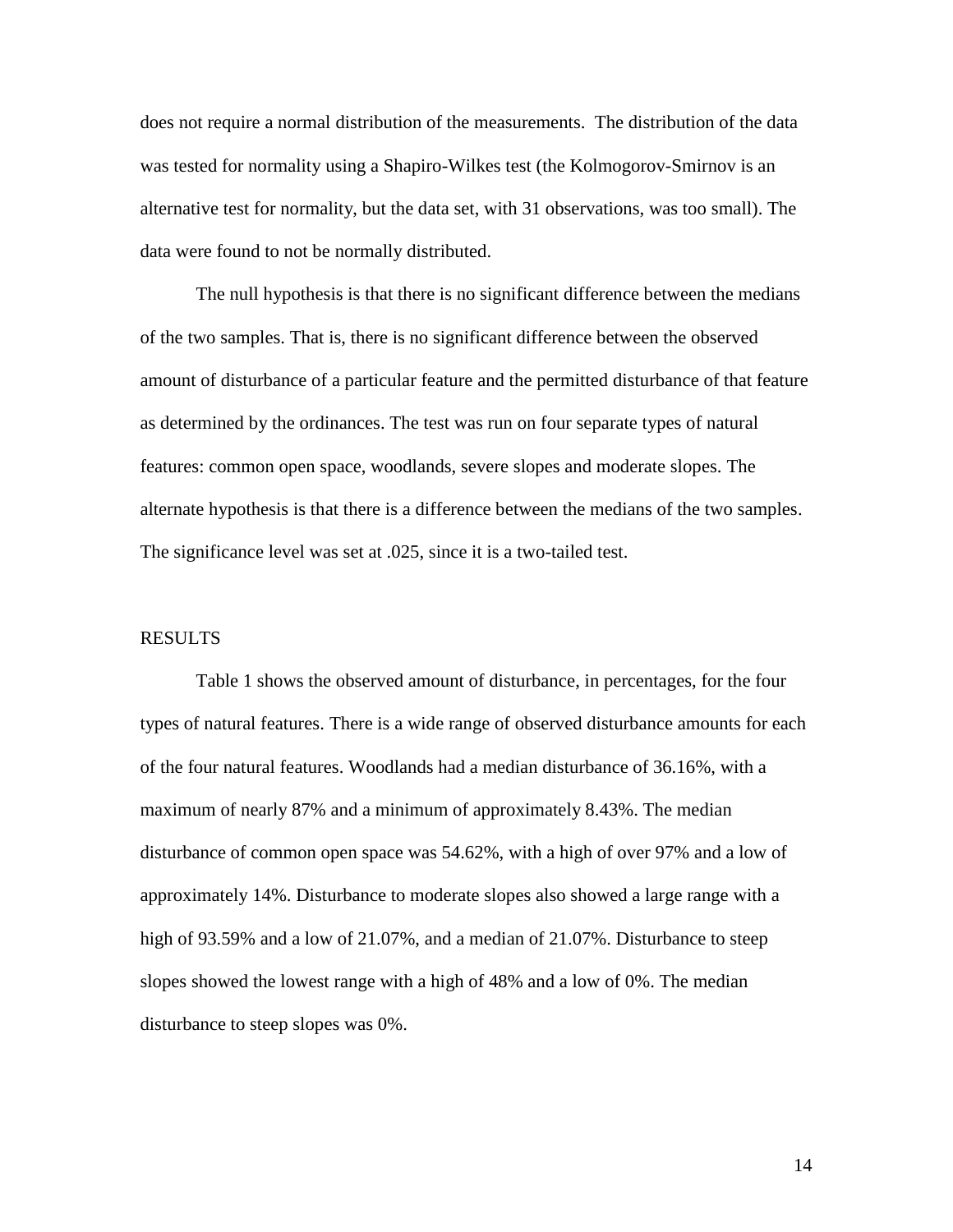does not require a normal distribution of the measurements. The distribution of the data was tested for normality using a Shapiro-Wilkes test (the Kolmogorov-Smirnov is an alternative test for normality, but the data set, with 31 observations, was too small). The data were found to not be normally distributed.

The null hypothesis is that there is no significant difference between the medians of the two samples. That is, there is no significant difference between the observed amount of disturbance of a particular feature and the permitted disturbance of that feature as determined by the ordinances. The test was run on four separate types of natural features: common open space, woodlands, severe slopes and moderate slopes. The alternate hypothesis is that there is a difference between the medians of the two samples. The significance level was set at .025, since it is a two-tailed test.

## RESULTS

Table 1 shows the observed amount of disturbance, in percentages, for the four types of natural features. There is a wide range of observed disturbance amounts for each of the four natural features. Woodlands had a median disturbance of 36.16%, with a maximum of nearly 87% and a minimum of approximately 8.43%. The median disturbance of common open space was 54.62%, with a high of over 97% and a low of approximately 14%. Disturbance to moderate slopes also showed a large range with a high of 93.59% and a low of 21.07%, and a median of 21.07%. Disturbance to steep slopes showed the lowest range with a high of 48% and a low of 0%. The median disturbance to steep slopes was 0%.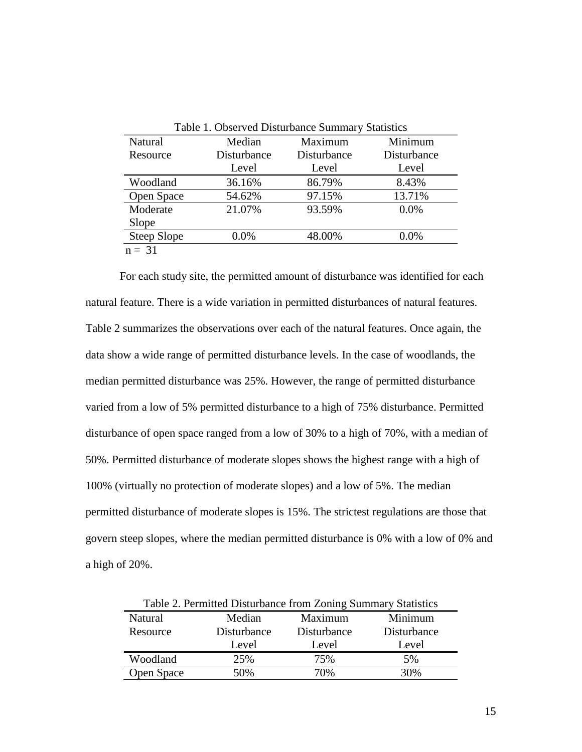Table 1. Observed Disturbance Summary Statistics

| Natural Resource | Median Disturbance Level | Maximum Disturbance Level | Minimum Disturbance Level |
|---|---|---|---|
| Woodland | 36.16% | 86.79% | 8.43% |
| Open Space | 54.62% | 97.15% | 13.71% |
| Moderate Slope | 21.07% | 93.59% | 0.0% |
| Steep Slope | 0.0% | 48.00% | 0.0% |

n = 31

For each study site, the permitted amount of disturbance was identified for each natural feature. There is a wide variation in permitted disturbances of natural features. Table 2 summarizes the observations over each of the natural features. Once again, the data show a wide range of permitted disturbance levels. In the case of woodlands, the median permitted disturbance was 25%. However, the range of permitted disturbance varied from a low of 5% permitted disturbance to a high of 75% disturbance. Permitted disturbance of open space ranged from a low of 30% to a high of 70%, with a median of 50%. Permitted disturbance of moderate slopes shows the highest range with a high of 100% (virtually no protection of moderate slopes) and a low of 5%. The median permitted disturbance of moderate slopes is 15%. The strictest regulations are those that govern steep slopes, where the median permitted disturbance is 0% with a low of 0% and a high of 20%.

Table 2. Permitted Disturbance from Zoning Summary Statistics

| Natural Resource | Median Disturbance Level | Maximum Disturbance Level | Minimum Disturbance Level |
|---|---|---|---|
| Woodland | 25% | 75% | 5% |
| Open Space | 50% | 70% | 30% |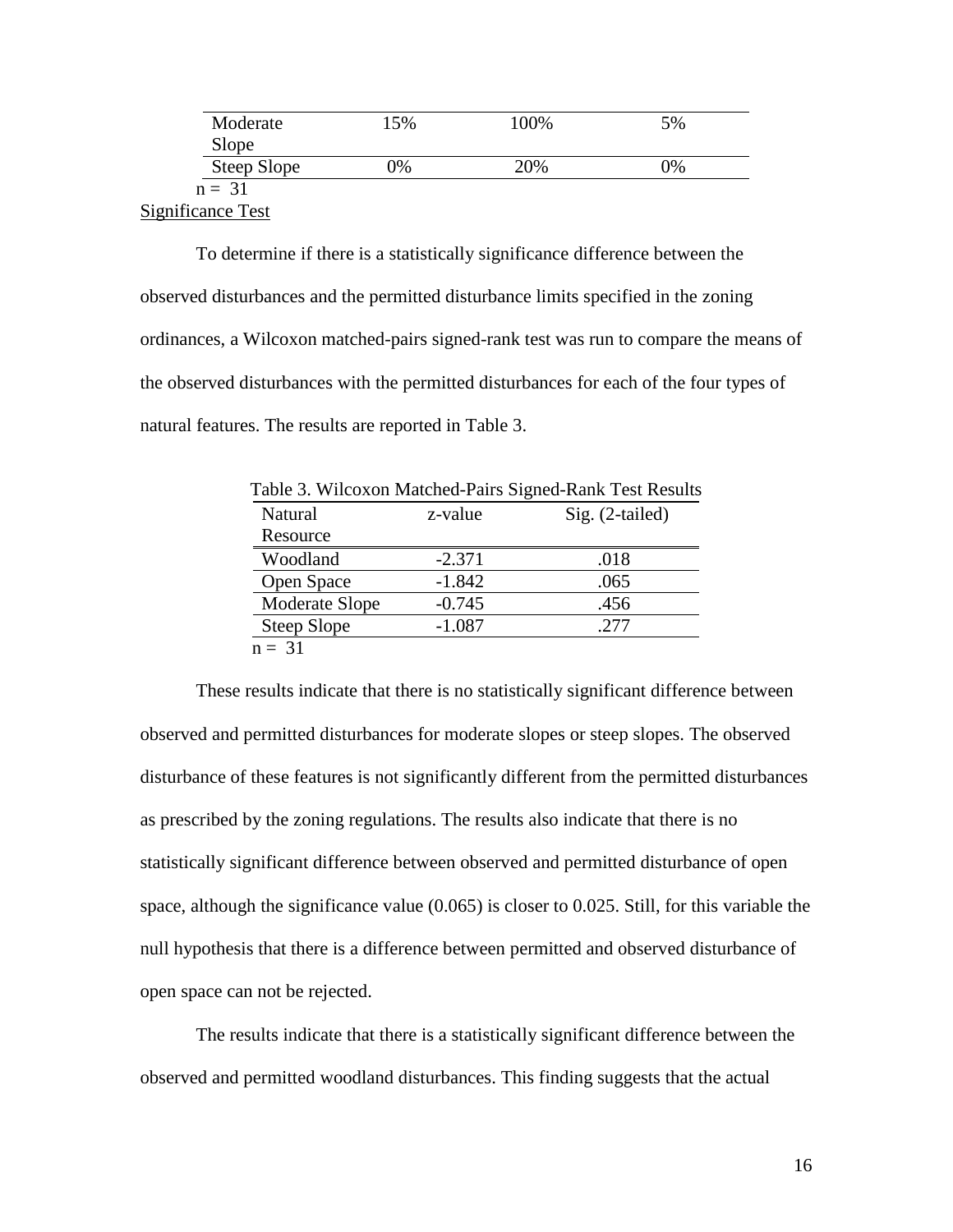| | | | |
|---|---|---|---|
| Moderate Slope | 15% | 100% | 5% |
| Steep Slope | 0% | 20% | 0% |

n = 31

Significance Test

To determine if there is a statistically significance difference between the observed disturbances and the permitted disturbance limits specified in the zoning ordinances, a Wilcoxon matched-pairs signed-rank test was run to compare the means of the observed disturbances with the permitted disturbances for each of the four types of natural features. The results are reported in Table 3.

Table 3. Wilcoxon Matched-Pairs Signed-Rank Test Results

| Natural Resource | z-value | Sig. (2-tailed) |
|---|---|---|
| Woodland | -2.371 | .018 |
| Open Space | -1.842 | .065 |
| Moderate Slope | -0.745 | .456 |
| Steep Slope | -1.087 | .277 |

n = 31

These results indicate that there is no statistically significant difference between observed and permitted disturbances for moderate slopes or steep slopes. The observed disturbance of these features is not significantly different from the permitted disturbances as prescribed by the zoning regulations. The results also indicate that there is no statistically significant difference between observed and permitted disturbance of open space, although the significance value (0.065) is closer to 0.025. Still, for this variable the null hypothesis that there is a difference between permitted and observed disturbance of open space can not be rejected.

The results indicate that there is a statistically significant difference between the observed and permitted woodland disturbances. This finding suggests that the actual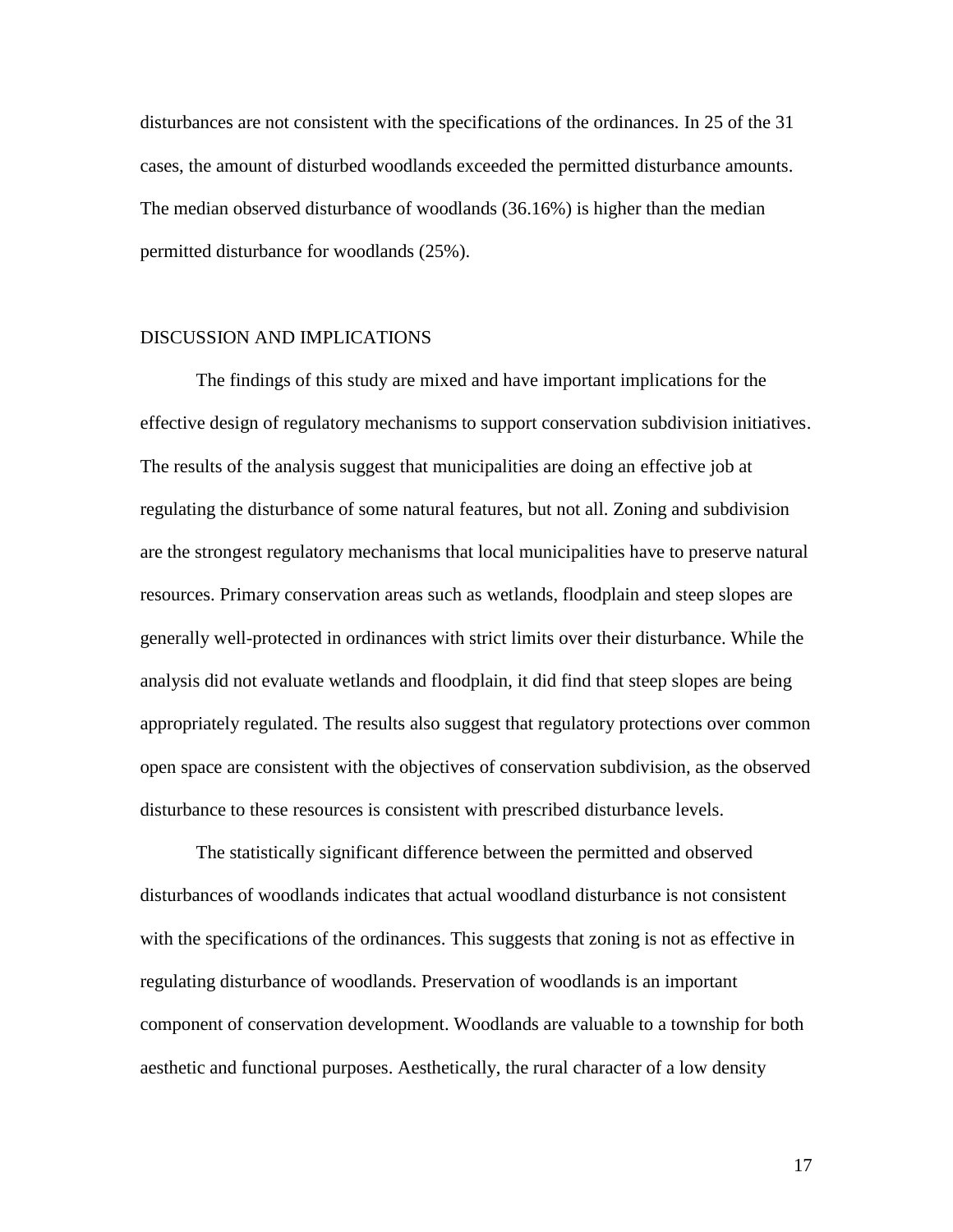disturbances are not consistent with the specifications of the ordinances. In 25 of the 31 cases, the amount of disturbed woodlands exceeded the permitted disturbance amounts. The median observed disturbance of woodlands (36.16%) is higher than the median permitted disturbance for woodlands (25%).

## DISCUSSION AND IMPLICATIONS

The findings of this study are mixed and have important implications for the effective design of regulatory mechanisms to support conservation subdivision initiatives. The results of the analysis suggest that municipalities are doing an effective job at regulating the disturbance of some natural features, but not all. Zoning and subdivision are the strongest regulatory mechanisms that local municipalities have to preserve natural resources. Primary conservation areas such as wetlands, floodplain and steep slopes are generally well-protected in ordinances with strict limits over their disturbance. While the analysis did not evaluate wetlands and floodplain, it did find that steep slopes are being appropriately regulated. The results also suggest that regulatory protections over common open space are consistent with the objectives of conservation subdivision, as the observed disturbance to these resources is consistent with prescribed disturbance levels.

The statistically significant difference between the permitted and observed disturbances of woodlands indicates that actual woodland disturbance is not consistent with the specifications of the ordinances. This suggests that zoning is not as effective in regulating disturbance of woodlands. Preservation of woodlands is an important component of conservation development. Woodlands are valuable to a township for both aesthetic and functional purposes. Aesthetically, the rural character of a low density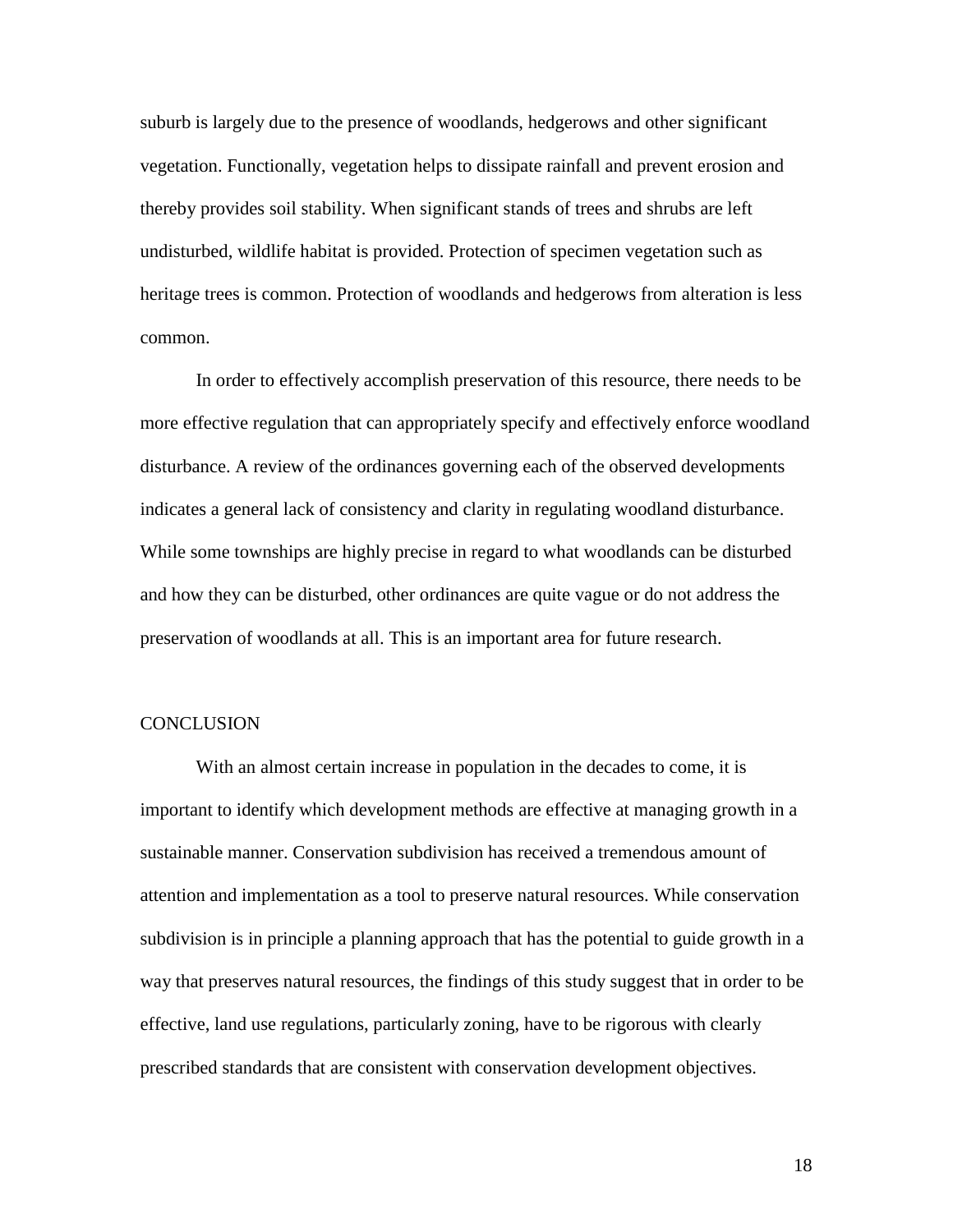suburb is largely due to the presence of woodlands, hedgerows and other significant vegetation. Functionally, vegetation helps to dissipate rainfall and prevent erosion and thereby provides soil stability. When significant stands of trees and shrubs are left undisturbed, wildlife habitat is provided. Protection of specimen vegetation such as heritage trees is common. Protection of woodlands and hedgerows from alteration is less common.

In order to effectively accomplish preservation of this resource, there needs to be more effective regulation that can appropriately specify and effectively enforce woodland disturbance. A review of the ordinances governing each of the observed developments indicates a general lack of consistency and clarity in regulating woodland disturbance. While some townships are highly precise in regard to what woodlands can be disturbed and how they can be disturbed, other ordinances are quite vague or do not address the preservation of woodlands at all. This is an important area for future research.

## CONCLUSION

With an almost certain increase in population in the decades to come, it is important to identify which development methods are effective at managing growth in a sustainable manner. Conservation subdivision has received a tremendous amount of attention and implementation as a tool to preserve natural resources. While conservation subdivision is in principle a planning approach that has the potential to guide growth in a way that preserves natural resources, the findings of this study suggest that in order to be effective, land use regulations, particularly zoning, have to be rigorous with clearly prescribed standards that are consistent with conservation development objectives.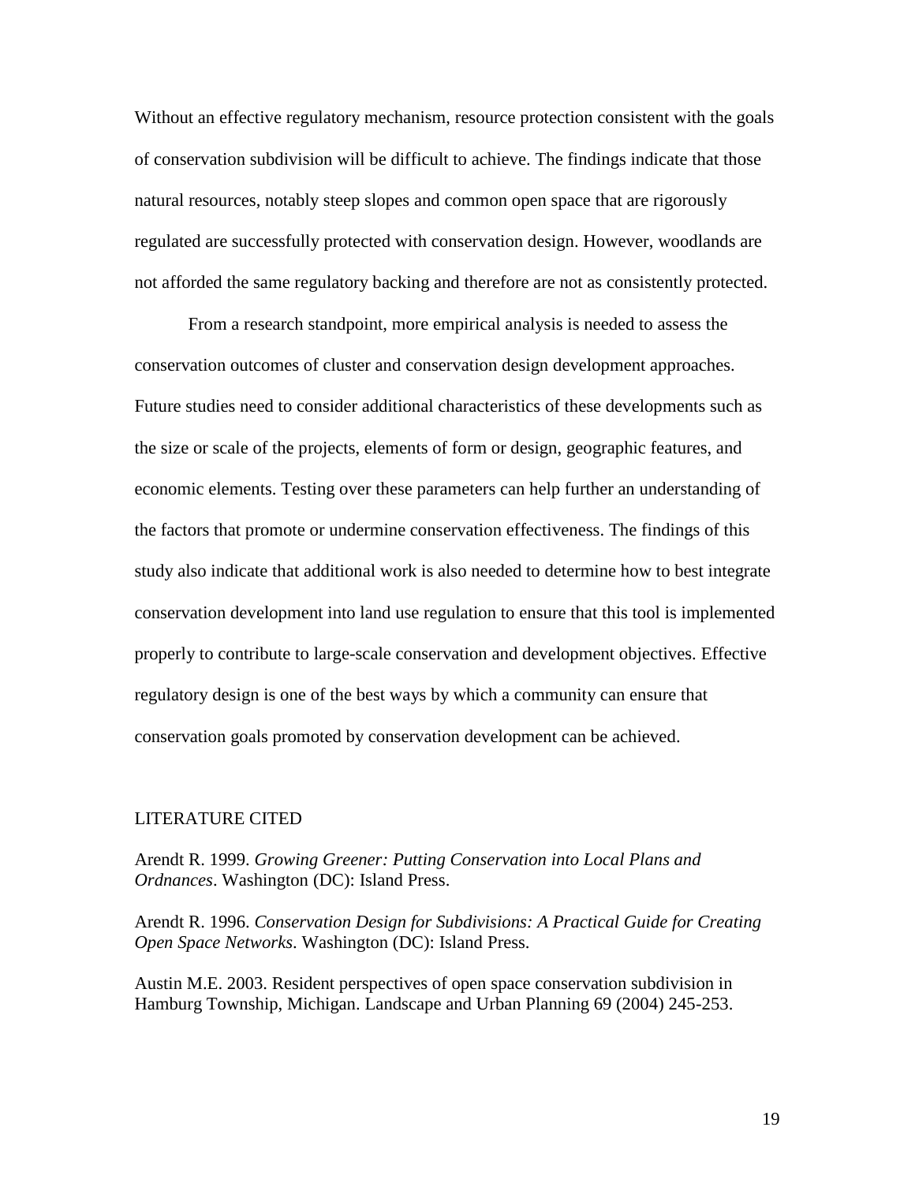Without an effective regulatory mechanism, resource protection consistent with the goals of conservation subdivision will be difficult to achieve. The findings indicate that those natural resources, notably steep slopes and common open space that are rigorously regulated are successfully protected with conservation design. However, woodlands are not afforded the same regulatory backing and therefore are not as consistently protected.

From a research standpoint, more empirical analysis is needed to assess the conservation outcomes of cluster and conservation design development approaches. Future studies need to consider additional characteristics of these developments such as the size or scale of the projects, elements of form or design, geographic features, and economic elements. Testing over these parameters can help further an understanding of the factors that promote or undermine conservation effectiveness. The findings of this study also indicate that additional work is also needed to determine how to best integrate conservation development into land use regulation to ensure that this tool is implemented properly to contribute to large-scale conservation and development objectives. Effective regulatory design is one of the best ways by which a community can ensure that conservation goals promoted by conservation development can be achieved.

## LITERATURE CITED

Arendt R. 1999. *Growing Greener: Putting Conservation into Local Plans and Ordnances*. Washington (DC): Island Press.

Arendt R. 1996. *Conservation Design for Subdivisions: A Practical Guide for Creating Open Space Networks*. Washington (DC): Island Press.

Austin M.E. 2003. Resident perspectives of open space conservation subdivision in Hamburg Township, Michigan. Landscape and Urban Planning 69 (2004) 245-253.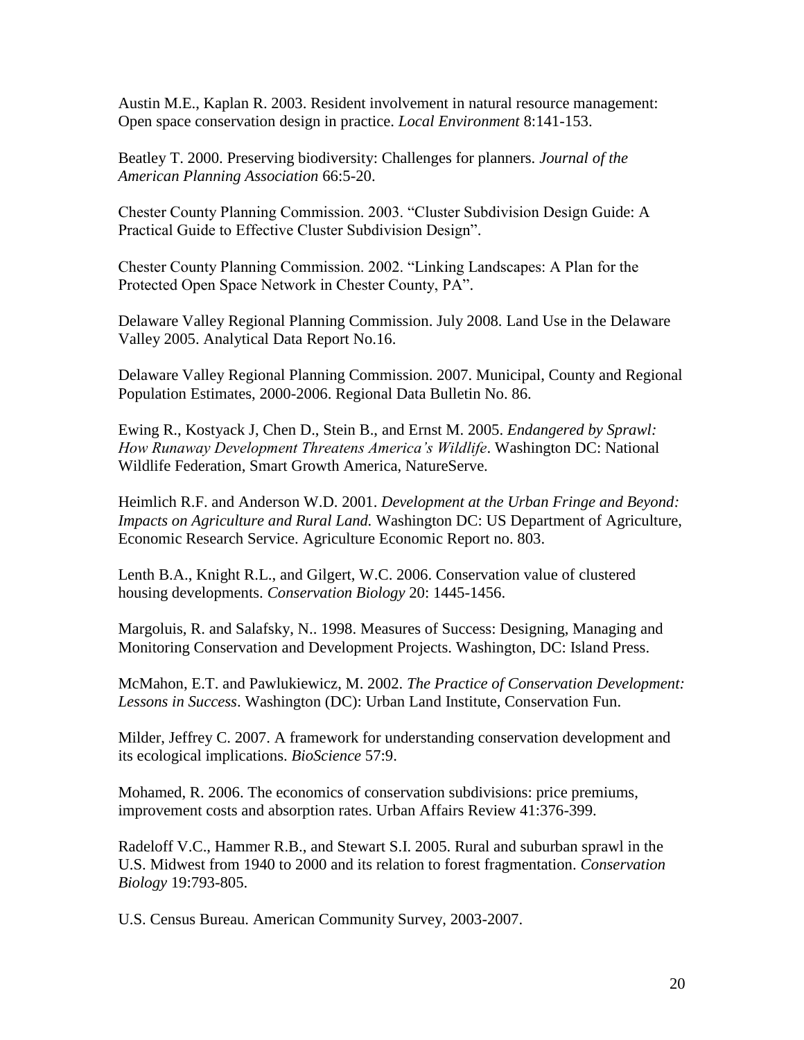Austin M.E., Kaplan R. 2003. Resident involvement in natural resource management: Open space conservation design in practice. *Local Environment* 8:141-153.

Beatley T. 2000. Preserving biodiversity: Challenges for planners. *Journal of the American Planning Association* 66:5-20.

Chester County Planning Commission. 2003. "Cluster Subdivision Design Guide: A Practical Guide to Effective Cluster Subdivision Design".

Chester County Planning Commission. 2002. "Linking Landscapes: A Plan for the Protected Open Space Network in Chester County, PA".

Delaware Valley Regional Planning Commission. July 2008. Land Use in the Delaware Valley 2005. Analytical Data Report No.16.

Delaware Valley Regional Planning Commission. 2007. Municipal, County and Regional Population Estimates, 2000-2006. Regional Data Bulletin No. 86.

Ewing R., Kostyack J, Chen D., Stein B., and Ernst M. 2005. *Endangered by Sprawl: How Runaway Development Threatens America's Wildlife*. Washington DC: National Wildlife Federation, Smart Growth America, NatureServe.

Heimlich R.F. and Anderson W.D. 2001. *Development at the Urban Fringe and Beyond: Impacts on Agriculture and Rural Land.* Washington DC: US Department of Agriculture, Economic Research Service. Agriculture Economic Report no. 803.

Lenth B.A., Knight R.L., and Gilgert, W.C. 2006. Conservation value of clustered housing developments. *Conservation Biology* 20: 1445-1456.

Margoluis, R. and Salafsky, N.. 1998. Measures of Success: Designing, Managing and Monitoring Conservation and Development Projects. Washington, DC: Island Press.

McMahon, E.T. and Pawlukiewicz, M. 2002. *The Practice of Conservation Development: Lessons in Success*. Washington (DC): Urban Land Institute, Conservation Fun.

Milder, Jeffrey C. 2007. A framework for understanding conservation development and its ecological implications. *BioScience* 57:9.

Mohamed, R. 2006. The economics of conservation subdivisions: price premiums, improvement costs and absorption rates. Urban Affairs Review 41:376-399.

Radeloff V.C., Hammer R.B., and Stewart S.I. 2005. Rural and suburban sprawl in the U.S. Midwest from 1940 to 2000 and its relation to forest fragmentation. *Conservation Biology* 19:793-805.

U.S. Census Bureau. American Community Survey, 2003-2007.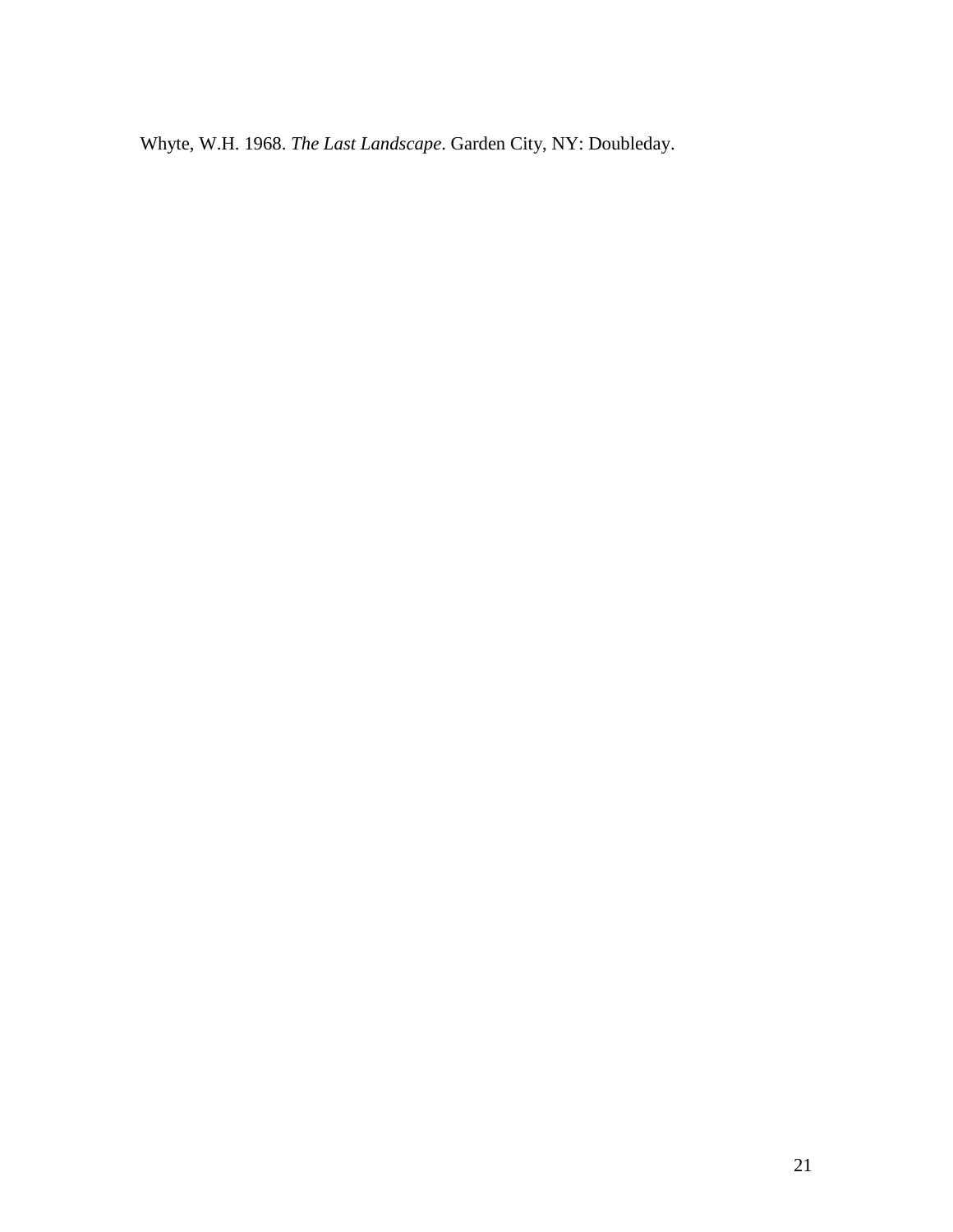Whyte, W.H. 1968. *The Last Landscape*. Garden City, NY: Doubleday.